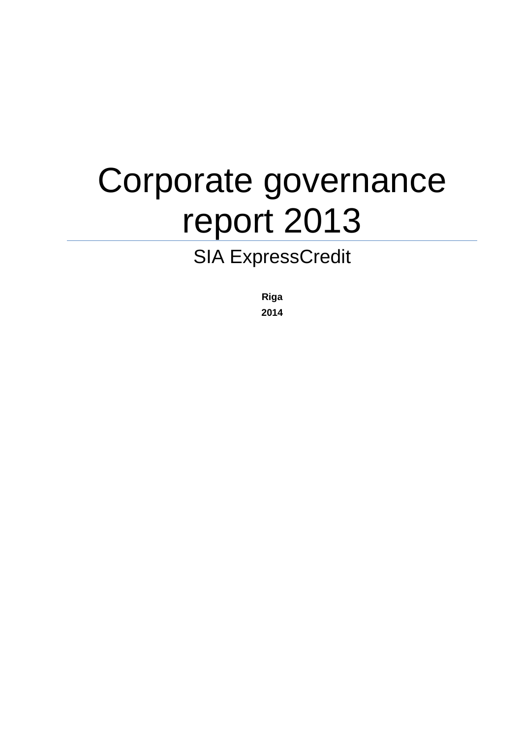# Corporate governance report 2013

SIA ExpressCredit

**Riga**

**2014**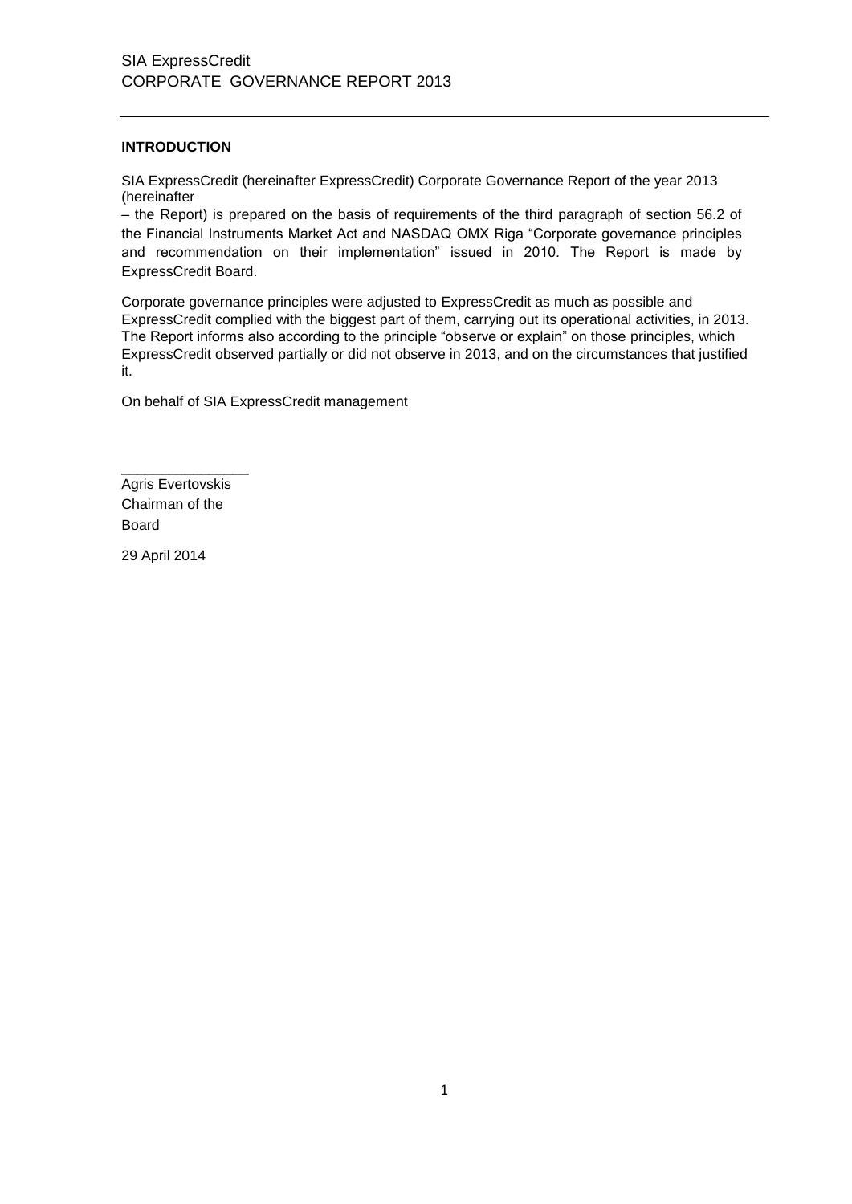## INTRODUCTION

SIA ExpressCredit (hereinafter ExpressCredit) Corporate Governance Report of the year 2013 (hereinafter – the Report) is prepared on the basis of requirements of the third paragraph of section 56.2 of the Financial Instruments Market Act and NASDAQ OMX Riga "Corporate governance principles and recommendation on their implementation" issued in 2010. The Report is made by ExpressCredit Board.

Corporate governance principles were adjusted to ExpressCredit as much as possible and ExpressCredit complied with the biggest part of them, carrying out its operational activities, in 2013. The Report informs also according to the principle "observe or explain" on those principles, which ExpressCredit observed partially or did not observe in 2013, and on the circumstances that justified it.

On behalf of SIA ExpressCredit management

\_\_\_\_\_\_\_\_\_\_\_\_\_\_\_\_

Agris Evertovskis
Chairman of the Board

29 April 2014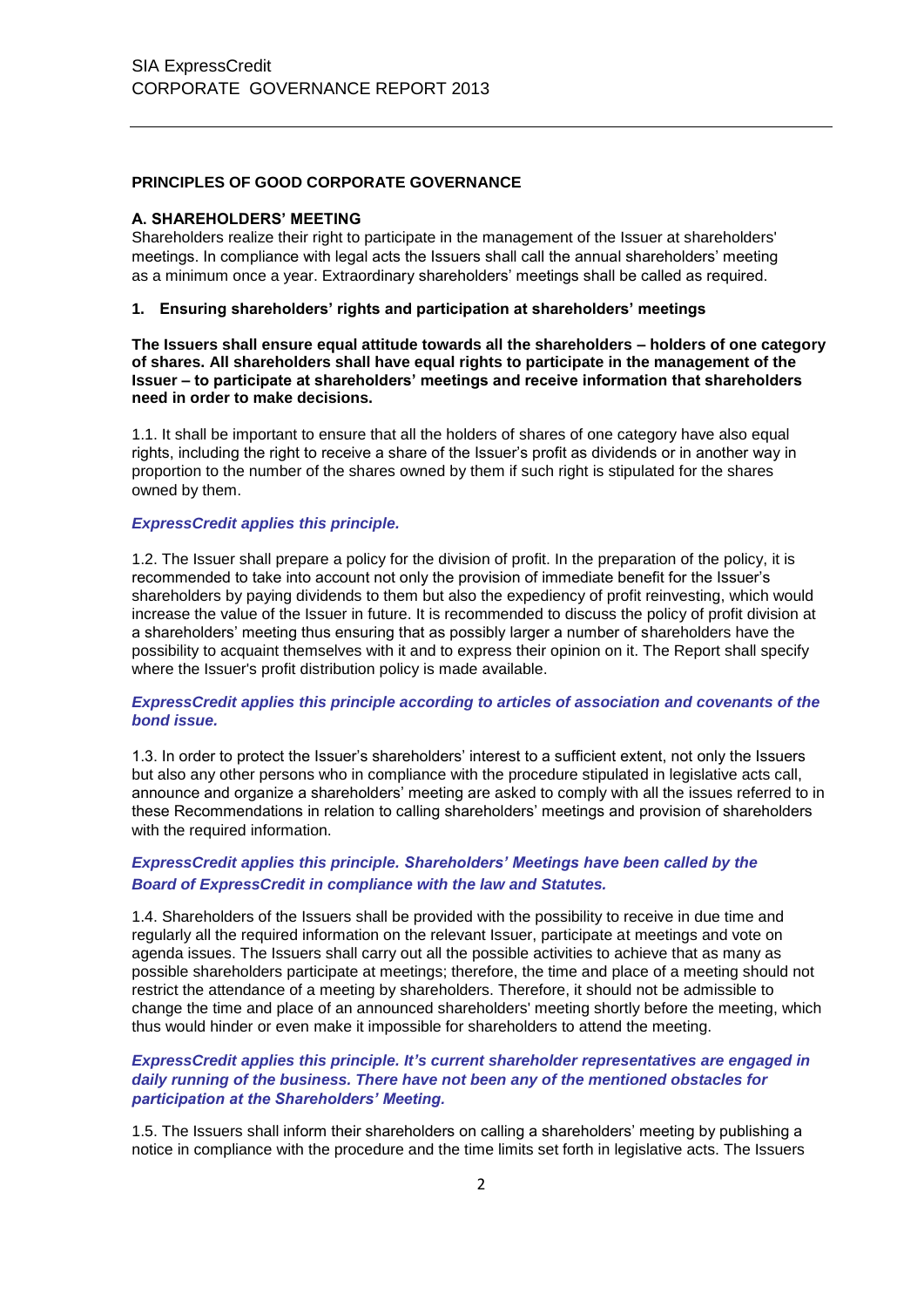## PRINCIPLES OF GOOD CORPORATE GOVERNANCE

### A. SHAREHOLDERS' MEETING

Shareholders realize their right to participate in the management of the Issuer at shareholders' meetings. In compliance with legal acts the Issuers shall call the annual shareholders' meeting as a minimum once a year. Extraordinary shareholders' meetings shall be called as required.

#### 1. Ensuring shareholders' rights and participation at shareholders' meetings

**The Issuers shall ensure equal attitude towards all the shareholders – holders of one category of shares. All shareholders shall have equal rights to participate in the management of the Issuer – to participate at shareholders' meetings and receive information that shareholders need in order to make decisions.**

1.1. It shall be important to ensure that all the holders of shares of one category have also equal rights, including the right to receive a share of the Issuer's profit as dividends or in another way in proportion to the number of the shares owned by them if such right is stipulated for the shares owned by them.

***ExpressCredit applies this principle.***

1.2. The Issuer shall prepare a policy for the division of profit. In the preparation of the policy, it is recommended to take into account not only the provision of immediate benefit for the Issuer's shareholders by paying dividends to them but also the expediency of profit reinvesting, which would increase the value of the Issuer in future. It is recommended to discuss the policy of profit division at a shareholders' meeting thus ensuring that as possibly larger a number of shareholders have the possibility to acquaint themselves with it and to express their opinion on it. The Report shall specify where the Issuer's profit distribution policy is made available.

***ExpressCredit applies this principle according to articles of association and covenants of the bond issue.***

1.3. In order to protect the Issuer's shareholders' interest to a sufficient extent, not only the Issuers but also any other persons who in compliance with the procedure stipulated in legislative acts call, announce and organize a shareholders' meeting are asked to comply with all the issues referred to in these Recommendations in relation to calling shareholders' meetings and provision of shareholders with the required information.

***ExpressCredit applies this principle. Shareholders' Meetings have been called by the Board of ExpressCredit in compliance with the law and Statutes.***

1.4. Shareholders of the Issuers shall be provided with the possibility to receive in due time and regularly all the required information on the relevant Issuer, participate at meetings and vote on agenda issues. The Issuers shall carry out all the possible activities to achieve that as many as possible shareholders participate at meetings; therefore, the time and place of a meeting should not restrict the attendance of a meeting by shareholders. Therefore, it should not be admissible to change the time and place of an announced shareholders' meeting shortly before the meeting, which thus would hinder or even make it impossible for shareholders to attend the meeting.

***ExpressCredit applies this principle. It's current shareholder representatives are engaged in daily running of the business. There have not been any of the mentioned obstacles for participation at the Shareholders' Meeting.***

1.5. The Issuers shall inform their shareholders on calling a shareholders' meeting by publishing a notice in compliance with the procedure and the time limits set forth in legislative acts. The Issuers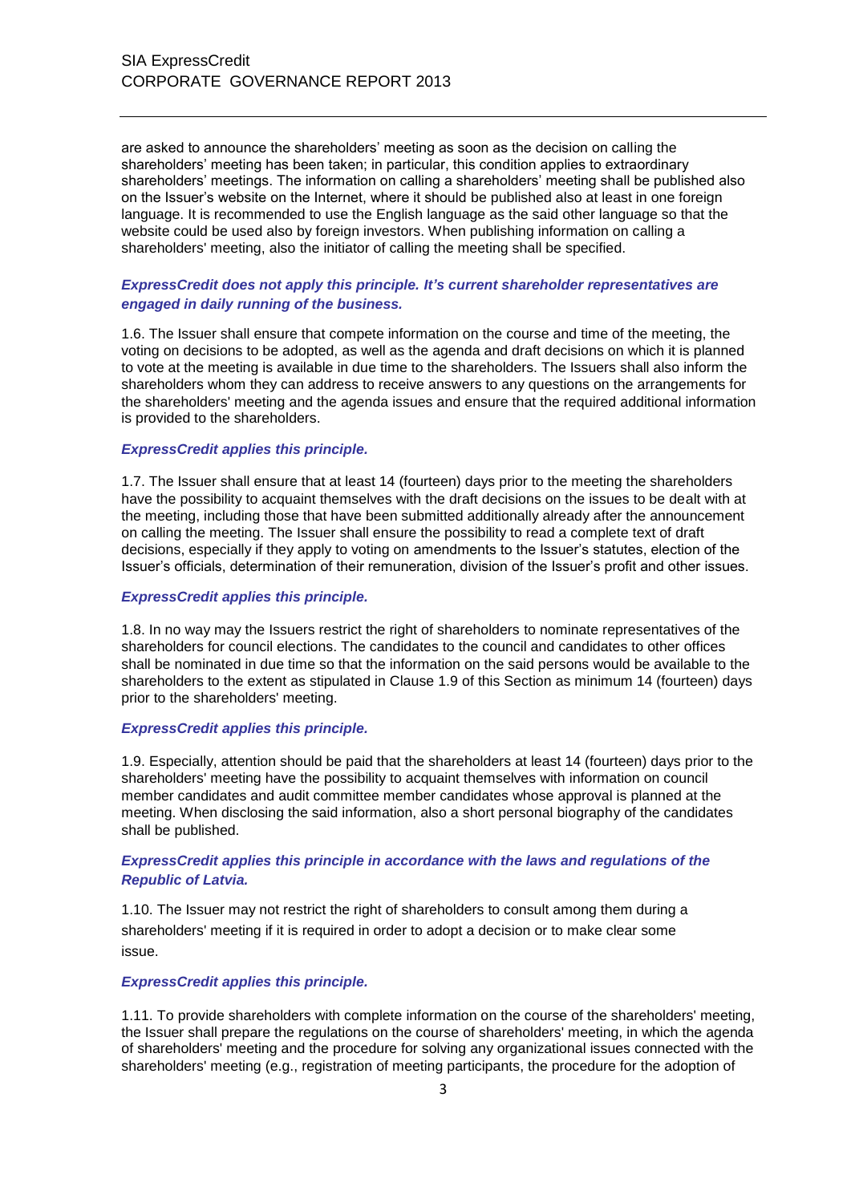are asked to announce the shareholders' meeting as soon as the decision on calling the shareholders' meeting has been taken; in particular, this condition applies to extraordinary shareholders' meetings. The information on calling a shareholders' meeting shall be published also on the Issuer's website on the Internet, where it should be published also at least in one foreign language. It is recommended to use the English language as the said other language so that the website could be used also by foreign investors. When publishing information on calling a shareholders' meeting, also the initiator of calling the meeting shall be specified.

***ExpressCredit does not apply this principle. It's current shareholder representatives are engaged in daily running of the business.***

1.6. The Issuer shall ensure that compete information on the course and time of the meeting, the voting on decisions to be adopted, as well as the agenda and draft decisions on which it is planned to vote at the meeting is available in due time to the shareholders. The Issuers shall also inform the shareholders whom they can address to receive answers to any questions on the arrangements for the shareholders' meeting and the agenda issues and ensure that the required additional information is provided to the shareholders.

***ExpressCredit applies this principle.***

1.7. The Issuer shall ensure that at least 14 (fourteen) days prior to the meeting the shareholders have the possibility to acquaint themselves with the draft decisions on the issues to be dealt with at the meeting, including those that have been submitted additionally already after the announcement on calling the meeting. The Issuer shall ensure the possibility to read a complete text of draft decisions, especially if they apply to voting on amendments to the Issuer's statutes, election of the Issuer's officials, determination of their remuneration, division of the Issuer's profit and other issues.

***ExpressCredit applies this principle.***

1.8. In no way may the Issuers restrict the right of shareholders to nominate representatives of the shareholders for council elections. The candidates to the council and candidates to other offices shall be nominated in due time so that the information on the said persons would be available to the shareholders to the extent as stipulated in Clause 1.9 of this Section as minimum 14 (fourteen) days prior to the shareholders' meeting.

***ExpressCredit applies this principle.***

1.9. Especially, attention should be paid that the shareholders at least 14 (fourteen) days prior to the shareholders' meeting have the possibility to acquaint themselves with information on council member candidates and audit committee member candidates whose approval is planned at the meeting. When disclosing the said information, also a short personal biography of the candidates shall be published.

***ExpressCredit applies this principle in accordance with the laws and regulations of the Republic of Latvia.***

1.10. The Issuer may not restrict the right of shareholders to consult among them during a shareholders' meeting if it is required in order to adopt a decision or to make clear some issue.

***ExpressCredit applies this principle.***

1.11. To provide shareholders with complete information on the course of the shareholders' meeting, the Issuer shall prepare the regulations on the course of shareholders' meeting, in which the agenda of shareholders' meeting and the procedure for solving any organizational issues connected with the shareholders' meeting (e.g., registration of meeting participants, the procedure for the adoption of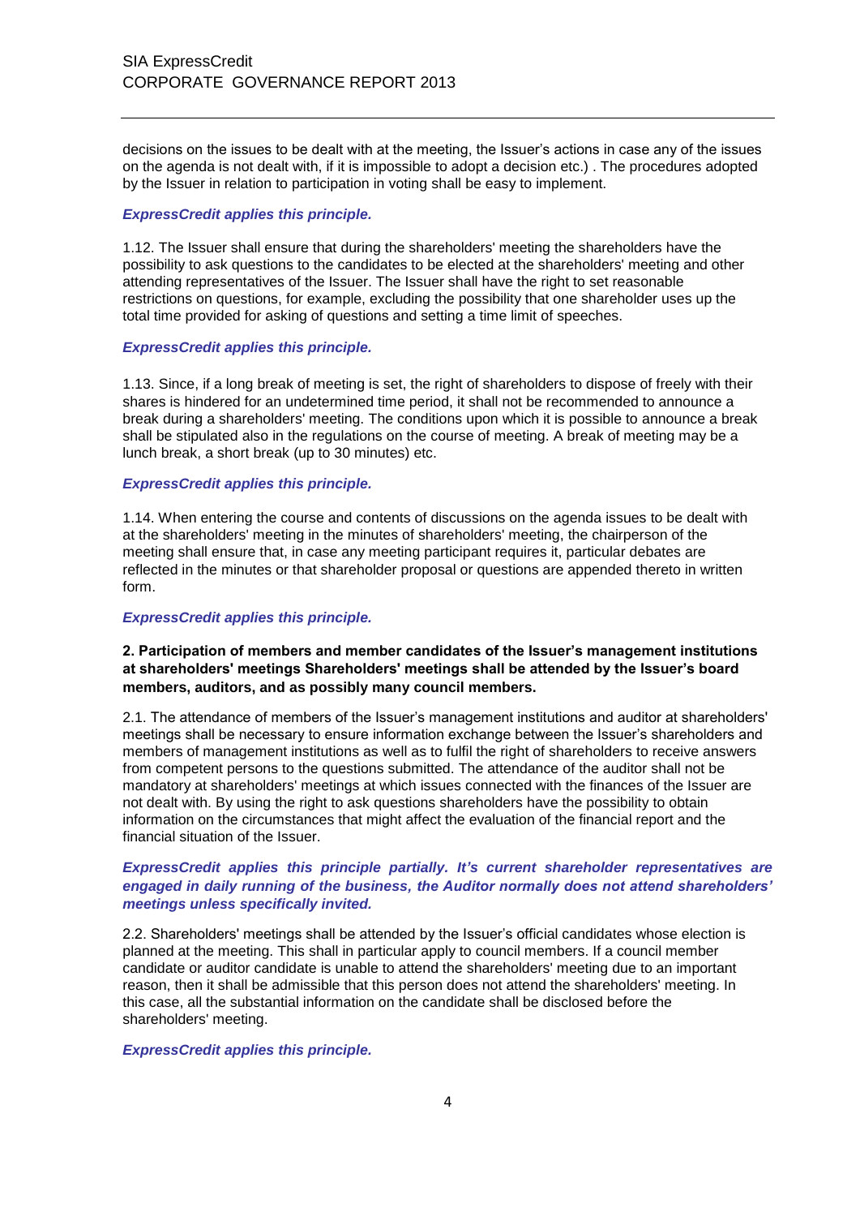decisions on the issues to be dealt with at the meeting, the Issuer's actions in case any of the issues on the agenda is not dealt with, if it is impossible to adopt a decision etc.) . The procedures adopted by the Issuer in relation to participation in voting shall be easy to implement.

***ExpressCredit applies this principle.***

1.12. The Issuer shall ensure that during the shareholders' meeting the shareholders have the possibility to ask questions to the candidates to be elected at the shareholders' meeting and other attending representatives of the Issuer. The Issuer shall have the right to set reasonable restrictions on questions, for example, excluding the possibility that one shareholder uses up the total time provided for asking of questions and setting a time limit of speeches.

***ExpressCredit applies this principle.***

1.13. Since, if a long break of meeting is set, the right of shareholders to dispose of freely with their shares is hindered for an undetermined time period, it shall not be recommended to announce a break during a shareholders' meeting. The conditions upon which it is possible to announce a break shall be stipulated also in the regulations on the course of meeting. A break of meeting may be a lunch break, a short break (up to 30 minutes) etc.

***ExpressCredit applies this principle.***

1.14. When entering the course and contents of discussions on the agenda issues to be dealt with at the shareholders' meeting in the minutes of shareholders' meeting, the chairperson of the meeting shall ensure that, in case any meeting participant requires it, particular debates are reflected in the minutes or that shareholder proposal or questions are appended thereto in written form.

***ExpressCredit applies this principle.***

**2. Participation of members and member candidates of the Issuer's management institutions at shareholders' meetings Shareholders' meetings shall be attended by the Issuer's board members, auditors, and as possibly many council members.**

2.1. The attendance of members of the Issuer's management institutions and auditor at shareholders' meetings shall be necessary to ensure information exchange between the Issuer's shareholders and members of management institutions as well as to fulfil the right of shareholders to receive answers from competent persons to the questions submitted. The attendance of the auditor shall not be mandatory at shareholders' meetings at which issues connected with the finances of the Issuer are not dealt with. By using the right to ask questions shareholders have the possibility to obtain information on the circumstances that might affect the evaluation of the financial report and the financial situation of the Issuer.

***ExpressCredit applies this principle partially. It's current shareholder representatives are engaged in daily running of the business, the Auditor normally does not attend shareholders' meetings unless specifically invited.***

2.2. Shareholders' meetings shall be attended by the Issuer's official candidates whose election is planned at the meeting. This shall in particular apply to council members. If a council member candidate or auditor candidate is unable to attend the shareholders' meeting due to an important reason, then it shall be admissible that this person does not attend the shareholders' meeting. In this case, all the substantial information on the candidate shall be disclosed before the shareholders' meeting.

***ExpressCredit applies this principle.***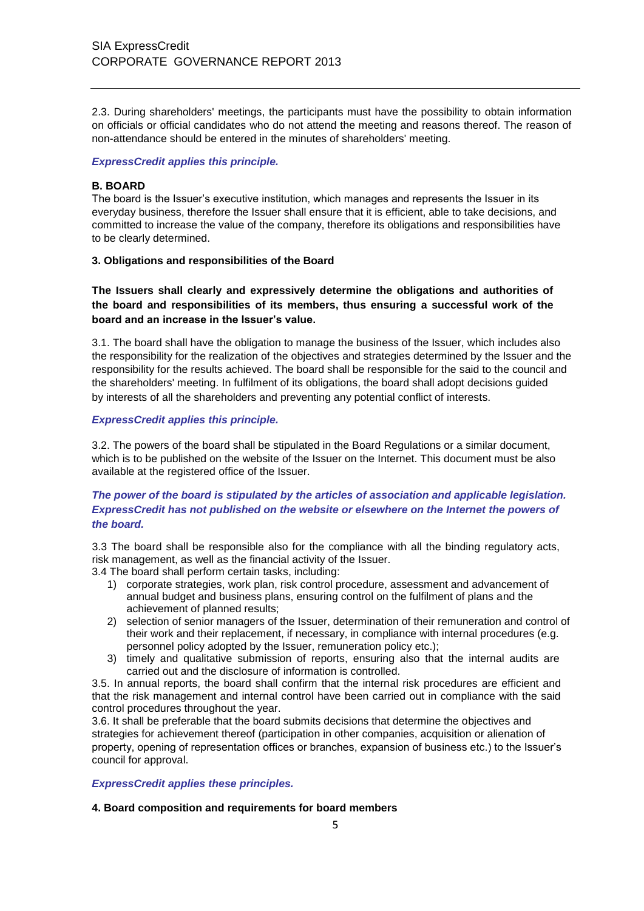2.3. During shareholders' meetings, the participants must have the possibility to obtain information on officials or official candidates who do not attend the meeting and reasons thereof. The reason of non-attendance should be entered in the minutes of shareholders' meeting.

***ExpressCredit applies this principle.***

**B. BOARD**

The board is the Issuer's executive institution, which manages and represents the Issuer in its everyday business, therefore the Issuer shall ensure that it is efficient, able to take decisions, and committed to increase the value of the company, therefore its obligations and responsibilities have to be clearly determined.

**3. Obligations and responsibilities of the Board**

**The Issuers shall clearly and expressively determine the obligations and authorities of the board and responsibilities of its members, thus ensuring a successful work of the board and an increase in the Issuer's value.**

3.1. The board shall have the obligation to manage the business of the Issuer, which includes also the responsibility for the realization of the objectives and strategies determined by the Issuer and the responsibility for the results achieved. The board shall be responsible for the said to the council and the shareholders' meeting. In fulfilment of its obligations, the board shall adopt decisions guided by interests of all the shareholders and preventing any potential conflict of interests.

***ExpressCredit applies this principle.***

3.2. The powers of the board shall be stipulated in the Board Regulations or a similar document, which is to be published on the website of the Issuer on the Internet. This document must be also available at the registered office of the Issuer.

***The power of the board is stipulated by the articles of association and applicable legislation. ExpressCredit has not published on the website or elsewhere on the Internet the powers of the board.***

3.3 The board shall be responsible also for the compliance with all the binding regulatory acts, risk management, as well as the financial activity of the Issuer.

3.4 The board shall perform certain tasks, including:

1) corporate strategies, work plan, risk control procedure, assessment and advancement of annual budget and business plans, ensuring control on the fulfilment of plans and the achievement of planned results;
2) selection of senior managers of the Issuer, determination of their remuneration and control of their work and their replacement, if necessary, in compliance with internal procedures (e.g. personnel policy adopted by the Issuer, remuneration policy etc.);
3) timely and qualitative submission of reports, ensuring also that the internal audits are carried out and the disclosure of information is controlled.

3.5. In annual reports, the board shall confirm that the internal risk procedures are efficient and that the risk management and internal control have been carried out in compliance with the said control procedures throughout the year.

3.6. It shall be preferable that the board submits decisions that determine the objectives and strategies for achievement thereof (participation in other companies, acquisition or alienation of property, opening of representation offices or branches, expansion of business etc.) to the Issuer's council for approval.

***ExpressCredit applies these principles.***

**4. Board composition and requirements for board members**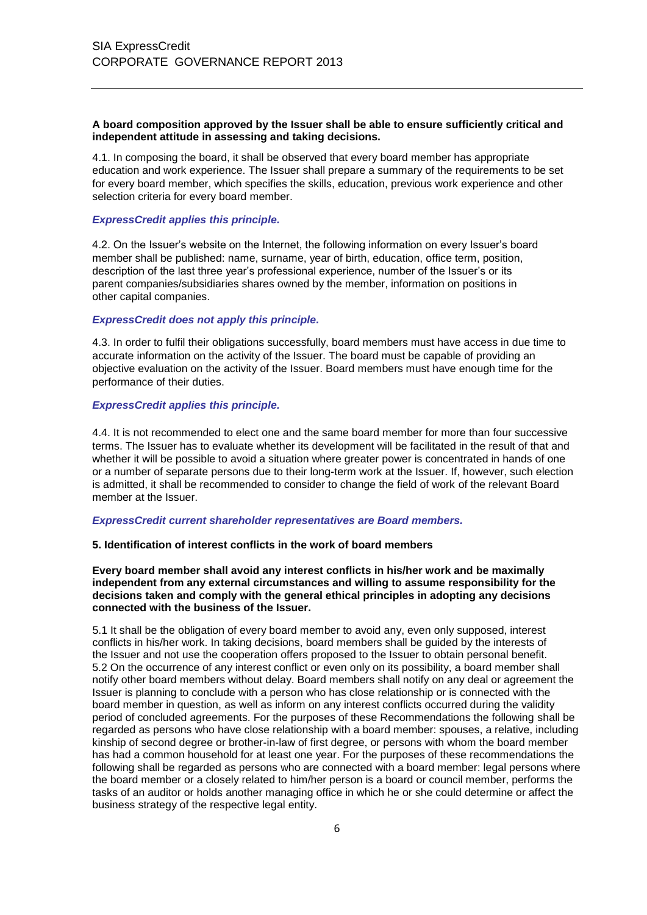**A board composition approved by the Issuer shall be able to ensure sufficiently critical and independent attitude in assessing and taking decisions.**

4.1. In composing the board, it shall be observed that every board member has appropriate education and work experience. The Issuer shall prepare a summary of the requirements to be set for every board member, which specifies the skills, education, previous work experience and other selection criteria for every board member.

***ExpressCredit applies this principle.***

4.2. On the Issuer's website on the Internet, the following information on every Issuer's board member shall be published: name, surname, year of birth, education, office term, position, description of the last three year's professional experience, number of the Issuer's or its parent companies/subsidiaries shares owned by the member, information on positions in other capital companies.

***ExpressCredit does not apply this principle.***

4.3. In order to fulfil their obligations successfully, board members must have access in due time to accurate information on the activity of the Issuer. The board must be capable of providing an objective evaluation on the activity of the Issuer. Board members must have enough time for the performance of their duties.

***ExpressCredit applies this principle.***

4.4. It is not recommended to elect one and the same board member for more than four successive terms. The Issuer has to evaluate whether its development will be facilitated in the result of that and whether it will be possible to avoid a situation where greater power is concentrated in hands of one or a number of separate persons due to their long-term work at the Issuer. If, however, such election is admitted, it shall be recommended to consider to change the field of work of the relevant Board member at the Issuer.

***ExpressCredit current shareholder representatives are Board members.***

**5. Identification of interest conflicts in the work of board members**

**Every board member shall avoid any interest conflicts in his/her work and be maximally independent from any external circumstances and willing to assume responsibility for the decisions taken and comply with the general ethical principles in adopting any decisions connected with the business of the Issuer.**

5.1 It shall be the obligation of every board member to avoid any, even only supposed, interest conflicts in his/her work. In taking decisions, board members shall be guided by the interests of the Issuer and not use the cooperation offers proposed to the Issuer to obtain personal benefit.
5.2 On the occurrence of any interest conflict or even only on its possibility, a board member shall notify other board members without delay. Board members shall notify on any deal or agreement the Issuer is planning to conclude with a person who has close relationship or is connected with the board member in question, as well as inform on any interest conflicts occurred during the validity period of concluded agreements. For the purposes of these Recommendations the following shall be regarded as persons who have close relationship with a board member: spouses, a relative, including kinship of second degree or brother-in-law of first degree, or persons with whom the board member has had a common household for at least one year. For the purposes of these recommendations the following shall be regarded as persons who are connected with a board member: legal persons where the board member or a closely related to him/her person is a board or council member, performs the tasks of an auditor or holds another managing office in which he or she could determine or affect the business strategy of the respective legal entity.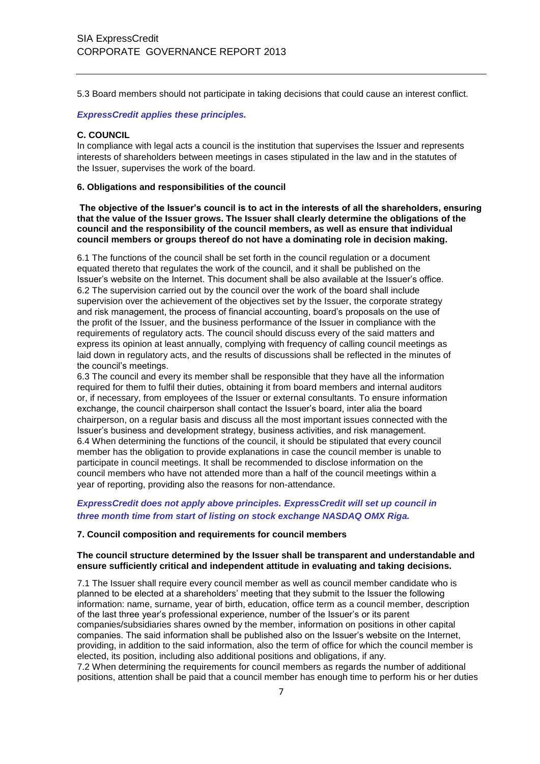5.3 Board members should not participate in taking decisions that could cause an interest conflict.

***ExpressCredit applies these principles.***

### C. COUNCIL

In compliance with legal acts a council is the institution that supervises the Issuer and represents interests of shareholders between meetings in cases stipulated in the law and in the statutes of the Issuer, supervises the work of the board.

#### 6. Obligations and responsibilities of the council

**The objective of the Issuer's council is to act in the interests of all the shareholders, ensuring that the value of the Issuer grows. The Issuer shall clearly determine the obligations of the council and the responsibility of the council members, as well as ensure that individual council members or groups thereof do not have a dominating role in decision making.**

6.1 The functions of the council shall be set forth in the council regulation or a document equated thereto that regulates the work of the council, and it shall be published on the Issuer's website on the Internet. This document shall be also available at the Issuer's office.
6.2 The supervision carried out by the council over the work of the board shall include supervision over the achievement of the objectives set by the Issuer, the corporate strategy and risk management, the process of financial accounting, board's proposals on the use of the profit of the Issuer, and the business performance of the Issuer in compliance with the requirements of regulatory acts. The council should discuss every of the said matters and express its opinion at least annually, complying with frequency of calling council meetings as laid down in regulatory acts, and the results of discussions shall be reflected in the minutes of the council's meetings.
6.3 The council and every its member shall be responsible that they have all the information required for them to fulfil their duties, obtaining it from board members and internal auditors or, if necessary, from employees of the Issuer or external consultants. To ensure information exchange, the council chairperson shall contact the Issuer's board, inter alia the board chairperson, on a regular basis and discuss all the most important issues connected with the Issuer's business and development strategy, business activities, and risk management.
6.4 When determining the functions of the council, it should be stipulated that every council member has the obligation to provide explanations in case the council member is unable to participate in council meetings. It shall be recommended to disclose information on the council members who have not attended more than a half of the council meetings within a year of reporting, providing also the reasons for non-attendance.

***ExpressCredit does not apply above principles. ExpressCredit will set up council in three month time from start of listing on stock exchange NASDAQ OMX Riga.***

#### 7. Council composition and requirements for council members

**The council structure determined by the Issuer shall be transparent and understandable and ensure sufficiently critical and independent attitude in evaluating and taking decisions.**

7.1 The Issuer shall require every council member as well as council member candidate who is planned to be elected at a shareholders' meeting that they submit to the Issuer the following information: name, surname, year of birth, education, office term as a council member, description of the last three year's professional experience, number of the Issuer's or its parent companies/subsidiaries shares owned by the member, information on positions in other capital companies. The said information shall be published also on the Issuer's website on the Internet, providing, in addition to the said information, also the term of office for which the council member is elected, its position, including also additional positions and obligations, if any.
7.2 When determining the requirements for council members as regards the number of additional positions, attention shall be paid that a council member has enough time to perform his or her duties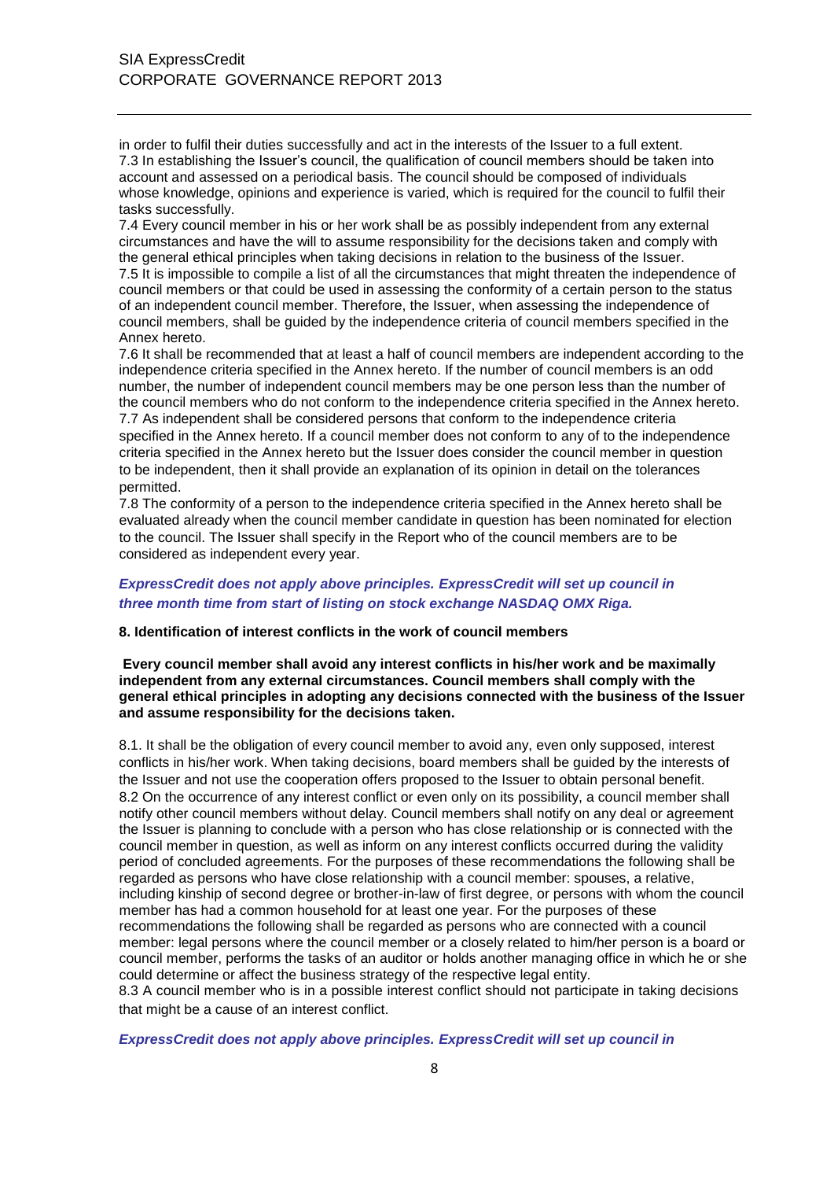in order to fulfil their duties successfully and act in the interests of the Issuer to a full extent.
7.3 In establishing the Issuer's council, the qualification of council members should be taken into account and assessed on a periodical basis. The council should be composed of individuals whose knowledge, opinions and experience is varied, which is required for the council to fulfil their tasks successfully.
7.4 Every council member in his or her work shall be as possibly independent from any external circumstances and have the will to assume responsibility for the decisions taken and comply with the general ethical principles when taking decisions in relation to the business of the Issuer.
7.5 It is impossible to compile a list of all the circumstances that might threaten the independence of council members or that could be used in assessing the conformity of a certain person to the status of an independent council member. Therefore, the Issuer, when assessing the independence of council members, shall be guided by the independence criteria of council members specified in the Annex hereto.
7.6 It shall be recommended that at least a half of council members are independent according to the independence criteria specified in the Annex hereto. If the number of council members is an odd number, the number of independent council members may be one person less than the number of the council members who do not conform to the independence criteria specified in the Annex hereto.
7.7 As independent shall be considered persons that conform to the independence criteria specified in the Annex hereto. If a council member does not conform to any of to the independence criteria specified in the Annex hereto but the Issuer does consider the council member in question to be independent, then it shall provide an explanation of its opinion in detail on the tolerances permitted.
7.8 The conformity of a person to the independence criteria specified in the Annex hereto shall be evaluated already when the council member candidate in question has been nominated for election to the council. The Issuer shall specify in the Report who of the council members are to be considered as independent every year.

***ExpressCredit does not apply above principles. ExpressCredit will set up council in three month time from start of listing on stock exchange NASDAQ OMX Riga.***

**8. Identification of interest conflicts in the work of council members**

**Every council member shall avoid any interest conflicts in his/her work and be maximally independent from any external circumstances. Council members shall comply with the general ethical principles in adopting any decisions connected with the business of the Issuer and assume responsibility for the decisions taken.**

8.1. It shall be the obligation of every council member to avoid any, even only supposed, interest conflicts in his/her work. When taking decisions, board members shall be guided by the interests of the Issuer and not use the cooperation offers proposed to the Issuer to obtain personal benefit.
8.2 On the occurrence of any interest conflict or even only on its possibility, a council member shall notify other council members without delay. Council members shall notify on any deal or agreement the Issuer is planning to conclude with a person who has close relationship or is connected with the council member in question, as well as inform on any interest conflicts occurred during the validity period of concluded agreements. For the purposes of these recommendations the following shall be regarded as persons who have close relationship with a council member: spouses, a relative, including kinship of second degree or brother-in-law of first degree, or persons with whom the council member has had a common household for at least one year. For the purposes of these recommendations the following shall be regarded as persons who are connected with a council member: legal persons where the council member or a closely related to him/her person is a board or council member, performs the tasks of an auditor or holds another managing office in which he or she could determine or affect the business strategy of the respective legal entity.
8.3 A council member who is in a possible interest conflict should not participate in taking decisions that might be a cause of an interest conflict.

***ExpressCredit does not apply above principles. ExpressCredit will set up council in***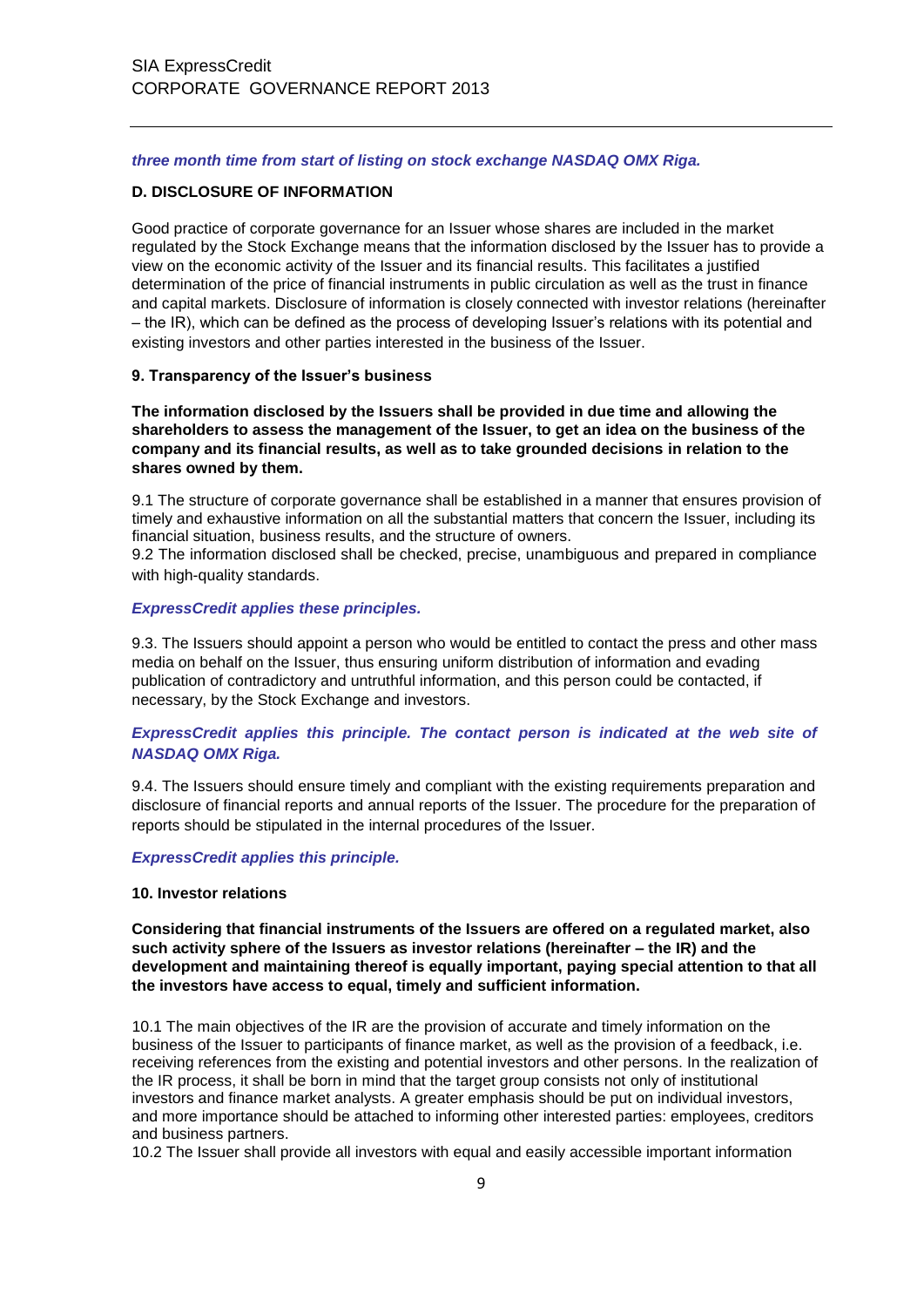***three month time from start of listing on stock exchange NASDAQ OMX Riga.***

## D. DISCLOSURE OF INFORMATION

Good practice of corporate governance for an Issuer whose shares are included in the market regulated by the Stock Exchange means that the information disclosed by the Issuer has to provide a view on the economic activity of the Issuer and its financial results. This facilitates a justified determination of the price of financial instruments in public circulation as well as the trust in finance and capital markets. Disclosure of information is closely connected with investor relations (hereinafter – the IR), which can be defined as the process of developing Issuer's relations with its potential and existing investors and other parties interested in the business of the Issuer.

### 9. Transparency of the Issuer's business

**The information disclosed by the Issuers shall be provided in due time and allowing the shareholders to assess the management of the Issuer, to get an idea on the business of the company and its financial results, as well as to take grounded decisions in relation to the shares owned by them.**

9.1 The structure of corporate governance shall be established in a manner that ensures provision of timely and exhaustive information on all the substantial matters that concern the Issuer, including its financial situation, business results, and the structure of owners.
9.2 The information disclosed shall be checked, precise, unambiguous and prepared in compliance with high-quality standards.

***ExpressCredit applies these principles.***

9.3. The Issuers should appoint a person who would be entitled to contact the press and other mass media on behalf on the Issuer, thus ensuring uniform distribution of information and evading publication of contradictory and untruthful information, and this person could be contacted, if necessary, by the Stock Exchange and investors.

***ExpressCredit applies this principle. The contact person is indicated at the web site of NASDAQ OMX Riga.***

9.4. The Issuers should ensure timely and compliant with the existing requirements preparation and disclosure of financial reports and annual reports of the Issuer. The procedure for the preparation of reports should be stipulated in the internal procedures of the Issuer.

***ExpressCredit applies this principle.***

### 10. Investor relations

**Considering that financial instruments of the Issuers are offered on a regulated market, also such activity sphere of the Issuers as investor relations (hereinafter – the IR) and the development and maintaining thereof is equally important, paying special attention to that all the investors have access to equal, timely and sufficient information.**

10.1 The main objectives of the IR are the provision of accurate and timely information on the business of the Issuer to participants of finance market, as well as the provision of a feedback, i.e. receiving references from the existing and potential investors and other persons. In the realization of the IR process, it shall be born in mind that the target group consists not only of institutional investors and finance market analysts. A greater emphasis should be put on individual investors, and more importance should be attached to informing other interested parties: employees, creditors and business partners.
10.2 The Issuer shall provide all investors with equal and easily accessible important information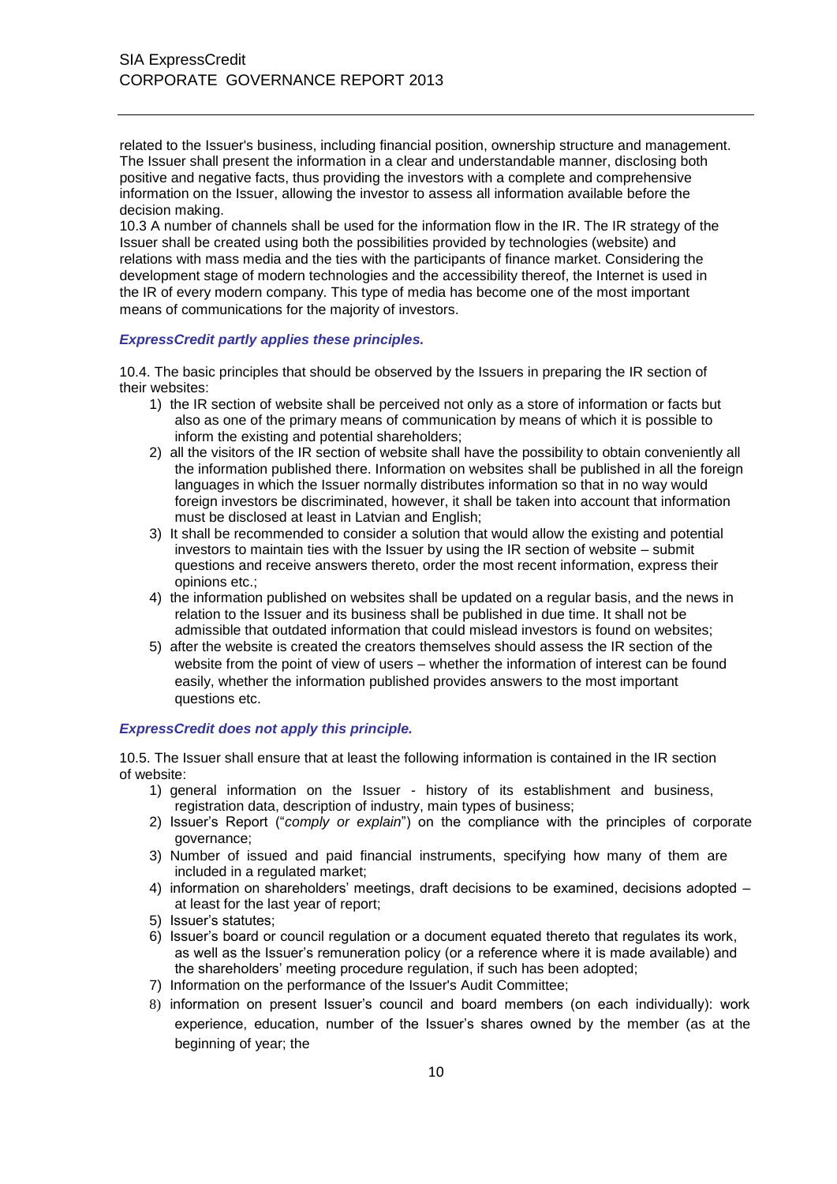related to the Issuer's business, including financial position, ownership structure and management. The Issuer shall present the information in a clear and understandable manner, disclosing both positive and negative facts, thus providing the investors with a complete and comprehensive information on the Issuer, allowing the investor to assess all information available before the decision making.

10.3 A number of channels shall be used for the information flow in the IR. The IR strategy of the Issuer shall be created using both the possibilities provided by technologies (website) and relations with mass media and the ties with the participants of finance market. Considering the development stage of modern technologies and the accessibility thereof, the Internet is used in the IR of every modern company. This type of media has become one of the most important means of communications for the majority of investors.

***ExpressCredit partly applies these principles.***

10.4. The basic principles that should be observed by the Issuers in preparing the IR section of their websites:

1) the IR section of website shall be perceived not only as a store of information or facts but also as one of the primary means of communication by means of which it is possible to inform the existing and potential shareholders;
2) all the visitors of the IR section of website shall have the possibility to obtain conveniently all the information published there. Information on websites shall be published in all the foreign languages in which the Issuer normally distributes information so that in no way would foreign investors be discriminated, however, it shall be taken into account that information must be disclosed at least in Latvian and English;
3) It shall be recommended to consider a solution that would allow the existing and potential investors to maintain ties with the Issuer by using the IR section of website – submit questions and receive answers thereto, order the most recent information, express their opinions etc.;
4) the information published on websites shall be updated on a regular basis, and the news in relation to the Issuer and its business shall be published in due time. It shall not be admissible that outdated information that could mislead investors is found on websites;
5) after the website is created the creators themselves should assess the IR section of the website from the point of view of users – whether the information of interest can be found easily, whether the information published provides answers to the most important questions etc.

***ExpressCredit does not apply this principle.***

10.5. The Issuer shall ensure that at least the following information is contained in the IR section of website:

1) general information on the Issuer - history of its establishment and business, registration data, description of industry, main types of business;
2) Issuer's Report ("*comply or explain*") on the compliance with the principles of corporate governance;
3) Number of issued and paid financial instruments, specifying how many of them are included in a regulated market;
4) information on shareholders' meetings, draft decisions to be examined, decisions adopted – at least for the last year of report;
5) Issuer's statutes;
6) Issuer's board or council regulation or a document equated thereto that regulates its work, as well as the Issuer's remuneration policy (or a reference where it is made available) and the shareholders' meeting procedure regulation, if such has been adopted;
7) Information on the performance of the Issuer's Audit Committee;
8) information on present Issuer's council and board members (on each individually): work experience, education, number of the Issuer's shares owned by the member (as at the beginning of year; the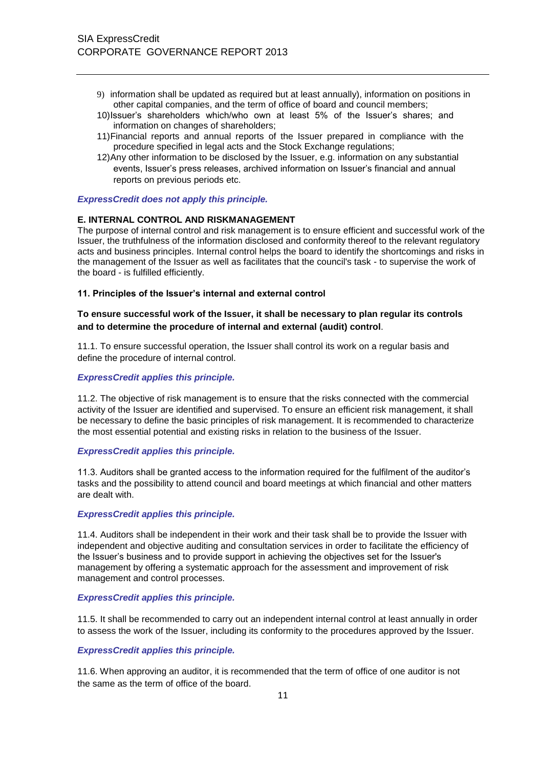9) information shall be updated as required but at least annually), information on positions in other capital companies, and the term of office of board and council members;
10) Issuer's shareholders which/who own at least 5% of the Issuer's shares; and information on changes of shareholders;
11) Financial reports and annual reports of the Issuer prepared in compliance with the procedure specified in legal acts and the Stock Exchange regulations;
12) Any other information to be disclosed by the Issuer, e.g. information on any substantial events, Issuer's press releases, archived information on Issuer's financial and annual reports on previous periods etc.

***ExpressCredit does not apply this principle.***

**E. INTERNAL CONTROL AND RISKMANAGEMENT**

The purpose of internal control and risk management is to ensure efficient and successful work of the Issuer, the truthfulness of the information disclosed and conformity thereof to the relevant regulatory acts and business principles. Internal control helps the board to identify the shortcomings and risks in the management of the Issuer as well as facilitates that the council's task - to supervise the work of the board - is fulfilled efficiently.

**11. Principles of the Issuer's internal and external control**

**To ensure successful work of the Issuer, it shall be necessary to plan regular its controls and to determine the procedure of internal and external (audit) control**.

11.1. To ensure successful operation, the Issuer shall control its work on a regular basis and define the procedure of internal control.

***ExpressCredit applies this principle.***

11.2. The objective of risk management is to ensure that the risks connected with the commercial activity of the Issuer are identified and supervised. To ensure an efficient risk management, it shall be necessary to define the basic principles of risk management. It is recommended to characterize the most essential potential and existing risks in relation to the business of the Issuer.

***ExpressCredit applies this principle.***

11.3. Auditors shall be granted access to the information required for the fulfilment of the auditor's tasks and the possibility to attend council and board meetings at which financial and other matters are dealt with.

***ExpressCredit applies this principle.***

11.4. Auditors shall be independent in their work and their task shall be to provide the Issuer with independent and objective auditing and consultation services in order to facilitate the efficiency of the Issuer's business and to provide support in achieving the objectives set for the Issuer's management by offering a systematic approach for the assessment and improvement of risk management and control processes.

***ExpressCredit applies this principle.***

11.5. It shall be recommended to carry out an independent internal control at least annually in order to assess the work of the Issuer, including its conformity to the procedures approved by the Issuer.

***ExpressCredit applies this principle.***

11.6. When approving an auditor, it is recommended that the term of office of one auditor is not the same as the term of office of the board.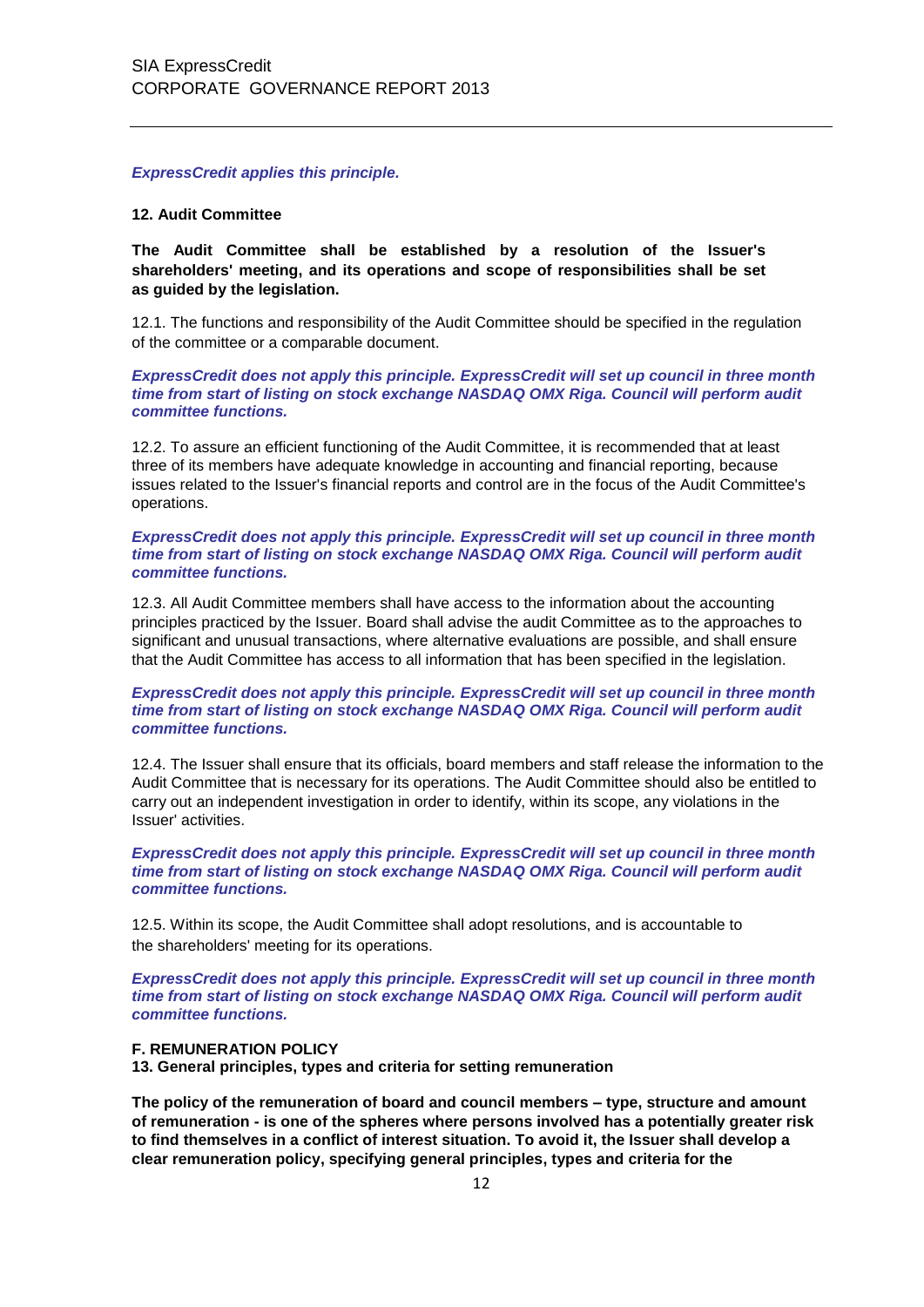***ExpressCredit applies this principle.***

**12. Audit Committee**

**The Audit Committee shall be established by a resolution of the Issuer's shareholders' meeting, and its operations and scope of responsibilities shall be set as guided by the legislation.**

12.1. The functions and responsibility of the Audit Committee should be specified in the regulation of the committee or a comparable document.

***ExpressCredit does not apply this principle. ExpressCredit will set up council in three month time from start of listing on stock exchange NASDAQ OMX Riga. Council will perform audit committee functions.***

12.2. To assure an efficient functioning of the Audit Committee, it is recommended that at least three of its members have adequate knowledge in accounting and financial reporting, because issues related to the Issuer's financial reports and control are in the focus of the Audit Committee's operations.

***ExpressCredit does not apply this principle. ExpressCredit will set up council in three month time from start of listing on stock exchange NASDAQ OMX Riga. Council will perform audit committee functions.***

12.3. All Audit Committee members shall have access to the information about the accounting principles practiced by the Issuer. Board shall advise the audit Committee as to the approaches to significant and unusual transactions, where alternative evaluations are possible, and shall ensure that the Audit Committee has access to all information that has been specified in the legislation.

***ExpressCredit does not apply this principle. ExpressCredit will set up council in three month time from start of listing on stock exchange NASDAQ OMX Riga. Council will perform audit committee functions.***

12.4. The Issuer shall ensure that its officials, board members and staff release the information to the Audit Committee that is necessary for its operations. The Audit Committee should also be entitled to carry out an independent investigation in order to identify, within its scope, any violations in the Issuer' activities.

***ExpressCredit does not apply this principle. ExpressCredit will set up council in three month time from start of listing on stock exchange NASDAQ OMX Riga. Council will perform audit committee functions.***

12.5. Within its scope, the Audit Committee shall adopt resolutions, and is accountable to the shareholders' meeting for its operations.

***ExpressCredit does not apply this principle. ExpressCredit will set up council in three month time from start of listing on stock exchange NASDAQ OMX Riga. Council will perform audit committee functions.***

**F. REMUNERATION POLICY**

**13. General principles, types and criteria for setting remuneration**

**The policy of the remuneration of board and council members – type, structure and amount of remuneration - is one of the spheres where persons involved has a potentially greater risk to find themselves in a conflict of interest situation. To avoid it, the Issuer shall develop a clear remuneration policy, specifying general principles, types and criteria for the**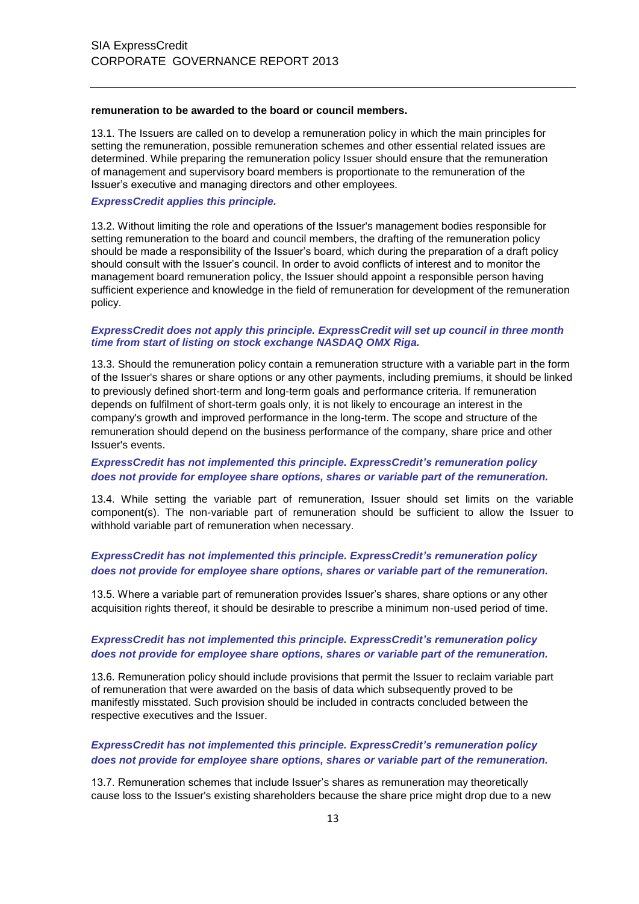**remuneration to be awarded to the board or council members.**

13.1. The Issuers are called on to develop a remuneration policy in which the main principles for setting the remuneration, possible remuneration schemes and other essential related issues are determined. While preparing the remuneration policy Issuer should ensure that the remuneration of management and supervisory board members is proportionate to the remuneration of the Issuer's executive and managing directors and other employees.

***ExpressCredit applies this principle.***

13.2. Without limiting the role and operations of the Issuer's management bodies responsible for setting remuneration to the board and council members, the drafting of the remuneration policy should be made a responsibility of the Issuer's board, which during the preparation of a draft policy should consult with the Issuer's council. In order to avoid conflicts of interest and to monitor the management board remuneration policy, the Issuer should appoint a responsible person having sufficient experience and knowledge in the field of remuneration for development of the remuneration policy.

***ExpressCredit does not apply this principle. ExpressCredit will set up council in three month time from start of listing on stock exchange NASDAQ OMX Riga.***

13.3. Should the remuneration policy contain a remuneration structure with a variable part in the form of the Issuer's shares or share options or any other payments, including premiums, it should be linked to previously defined short-term and long-term goals and performance criteria. If remuneration depends on fulfilment of short-term goals only, it is not likely to encourage an interest in the company's growth and improved performance in the long-term. The scope and structure of the remuneration should depend on the business performance of the company, share price and other Issuer's events.

***ExpressCredit has not implemented this principle. ExpressCredit's remuneration policy does not provide for employee share options, shares or variable part of the remuneration.***

13.4. While setting the variable part of remuneration, Issuer should set limits on the variable component(s). The non-variable part of remuneration should be sufficient to allow the Issuer to withhold variable part of remuneration when necessary.

***ExpressCredit has not implemented this principle. ExpressCredit's remuneration policy does not provide for employee share options, shares or variable part of the remuneration.***

13.5. Where a variable part of remuneration provides Issuer's shares, share options or any other acquisition rights thereof, it should be desirable to prescribe a minimum non-used period of time.

***ExpressCredit has not implemented this principle. ExpressCredit's remuneration policy does not provide for employee share options, shares or variable part of the remuneration.***

13.6. Remuneration policy should include provisions that permit the Issuer to reclaim variable part of remuneration that were awarded on the basis of data which subsequently proved to be manifestly misstated. Such provision should be included in contracts concluded between the respective executives and the Issuer.

***ExpressCredit has not implemented this principle. ExpressCredit's remuneration policy does not provide for employee share options, shares or variable part of the remuneration.***

13.7. Remuneration schemes that include Issuer's shares as remuneration may theoretically cause loss to the Issuer's existing shareholders because the share price might drop due to a new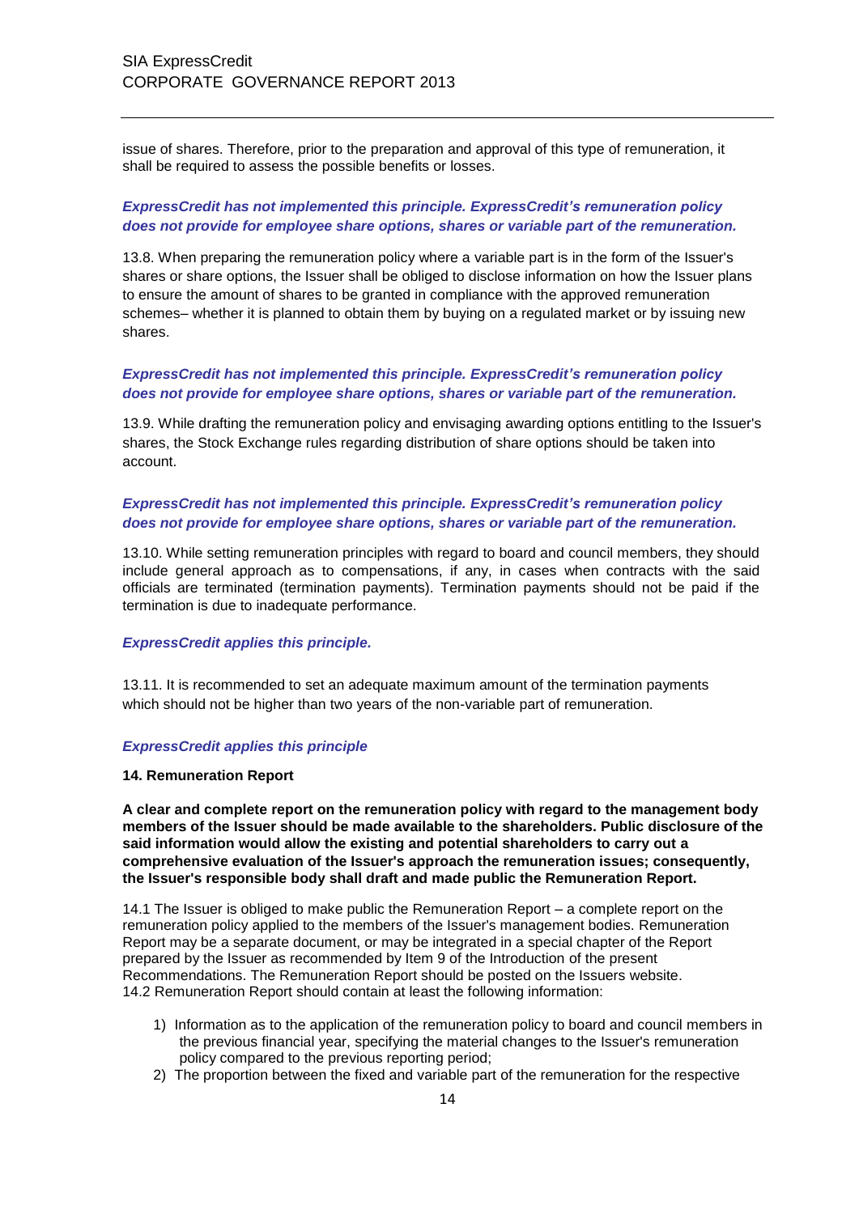issue of shares. Therefore, prior to the preparation and approval of this type of remuneration, it shall be required to assess the possible benefits or losses.

***ExpressCredit has not implemented this principle. ExpressCredit's remuneration policy does not provide for employee share options, shares or variable part of the remuneration.***

13.8. When preparing the remuneration policy where a variable part is in the form of the Issuer's shares or share options, the Issuer shall be obliged to disclose information on how the Issuer plans to ensure the amount of shares to be granted in compliance with the approved remuneration schemes– whether it is planned to obtain them by buying on a regulated market or by issuing new shares.

***ExpressCredit has not implemented this principle. ExpressCredit's remuneration policy does not provide for employee share options, shares or variable part of the remuneration.***

13.9. While drafting the remuneration policy and envisaging awarding options entitling to the Issuer's shares, the Stock Exchange rules regarding distribution of share options should be taken into account.

***ExpressCredit has not implemented this principle. ExpressCredit's remuneration policy does not provide for employee share options, shares or variable part of the remuneration.***

13.10. While setting remuneration principles with regard to board and council members, they should include general approach as to compensations, if any, in cases when contracts with the said officials are terminated (termination payments). Termination payments should not be paid if the termination is due to inadequate performance.

***ExpressCredit applies this principle.***

13.11. It is recommended to set an adequate maximum amount of the termination payments which should not be higher than two years of the non-variable part of remuneration.

***ExpressCredit applies this principle***

**14. Remuneration Report**

**A clear and complete report on the remuneration policy with regard to the management body members of the Issuer should be made available to the shareholders. Public disclosure of the said information would allow the existing and potential shareholders to carry out a comprehensive evaluation of the Issuer's approach the remuneration issues; consequently, the Issuer's responsible body shall draft and made public the Remuneration Report.**

14.1 The Issuer is obliged to make public the Remuneration Report – a complete report on the remuneration policy applied to the members of the Issuer's management bodies. Remuneration Report may be a separate document, or may be integrated in a special chapter of the Report prepared by the Issuer as recommended by Item 9 of the Introduction of the present Recommendations. The Remuneration Report should be posted on the Issuers website.
14.2 Remuneration Report should contain at least the following information:

1) Information as to the application of the remuneration policy to board and council members in the previous financial year, specifying the material changes to the Issuer's remuneration policy compared to the previous reporting period;
2) The proportion between the fixed and variable part of the remuneration for the respective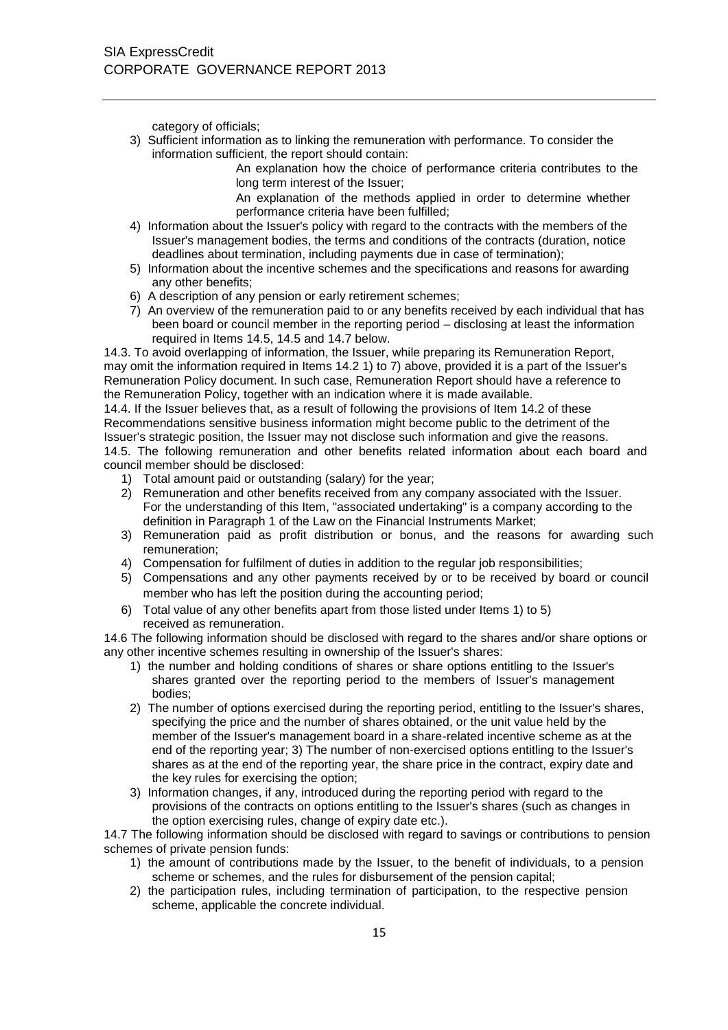category of officials;

3) Sufficient information as to linking the remuneration with performance. To consider the information sufficient, the report should contain:

   An explanation how the choice of performance criteria contributes to the long term interest of the Issuer;

   An explanation of the methods applied in order to determine whether performance criteria have been fulfilled;

4) Information about the Issuer's policy with regard to the contracts with the members of the Issuer's management bodies, the terms and conditions of the contracts (duration, notice deadlines about termination, including payments due in case of termination);
5) Information about the incentive schemes and the specifications and reasons for awarding any other benefits;
6) A description of any pension or early retirement schemes;
7) An overview of the remuneration paid to or any benefits received by each individual that has been board or council member in the reporting period – disclosing at least the information required in Items 14.5, 14.5 and 14.7 below.

14.3. To avoid overlapping of information, the Issuer, while preparing its Remuneration Report, may omit the information required in Items 14.2 1) to 7) above, provided it is a part of the Issuer's Remuneration Policy document. In such case, Remuneration Report should have a reference to the Remuneration Policy, together with an indication where it is made available.

14.4. If the Issuer believes that, as a result of following the provisions of Item 14.2 of these Recommendations sensitive business information might become public to the detriment of the Issuer's strategic position, the Issuer may not disclose such information and give the reasons.

14.5. The following remuneration and other benefits related information about each board and council member should be disclosed:

1) Total amount paid or outstanding (salary) for the year;
2) Remuneration and other benefits received from any company associated with the Issuer. For the understanding of this Item, "associated undertaking" is a company according to the definition in Paragraph 1 of the Law on the Financial Instruments Market;
3) Remuneration paid as profit distribution or bonus, and the reasons for awarding such remuneration;
4) Compensation for fulfilment of duties in addition to the regular job responsibilities;
5) Compensations and any other payments received by or to be received by board or council member who has left the position during the accounting period;
6) Total value of any other benefits apart from those listed under Items 1) to 5) received as remuneration.

14.6 The following information should be disclosed with regard to the shares and/or share options or any other incentive schemes resulting in ownership of the Issuer's shares:

1) the number and holding conditions of shares or share options entitling to the Issuer's shares granted over the reporting period to the members of Issuer's management bodies;
2) The number of options exercised during the reporting period, entitling to the Issuer's shares, specifying the price and the number of shares obtained, or the unit value held by the member of the Issuer's management board in a share-related incentive scheme as at the end of the reporting year; 3) The number of non-exercised options entitling to the Issuer's shares as at the end of the reporting year, the share price in the contract, expiry date and the key rules for exercising the option;
3) Information changes, if any, introduced during the reporting period with regard to the provisions of the contracts on options entitling to the Issuer's shares (such as changes in the option exercising rules, change of expiry date etc.).

14.7 The following information should be disclosed with regard to savings or contributions to pension schemes of private pension funds:

1) the amount of contributions made by the Issuer, to the benefit of individuals, to a pension scheme or schemes, and the rules for disbursement of the pension capital;
2) the participation rules, including termination of participation, to the respective pension scheme, applicable the concrete individual.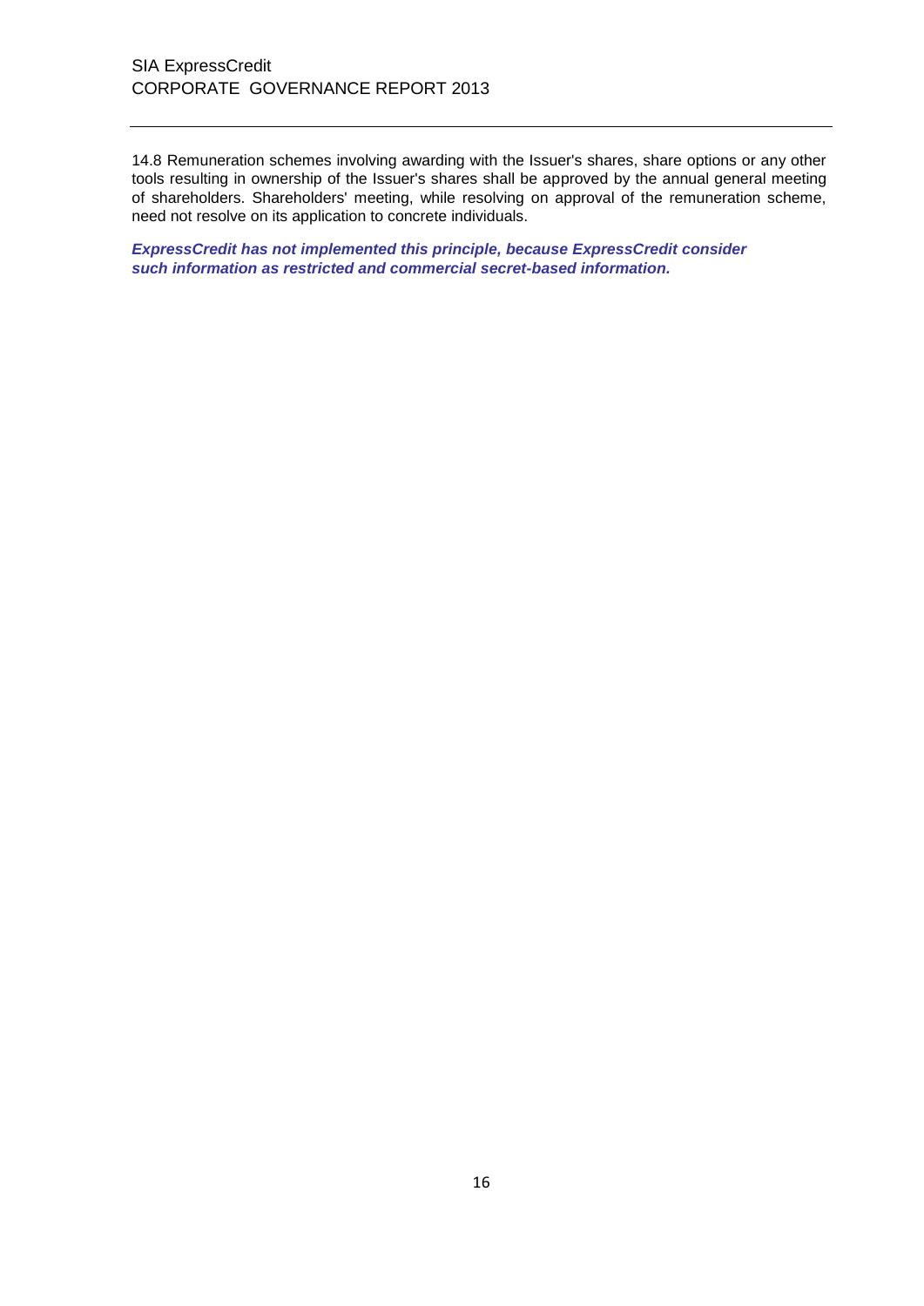14.8 Remuneration schemes involving awarding with the Issuer's shares, share options or any other tools resulting in ownership of the Issuer's shares shall be approved by the annual general meeting of shareholders. Shareholders' meeting, while resolving on approval of the remuneration scheme, need not resolve on its application to concrete individuals.

***ExpressCredit has not implemented this principle, because ExpressCredit consider such information as restricted and commercial secret-based information.***